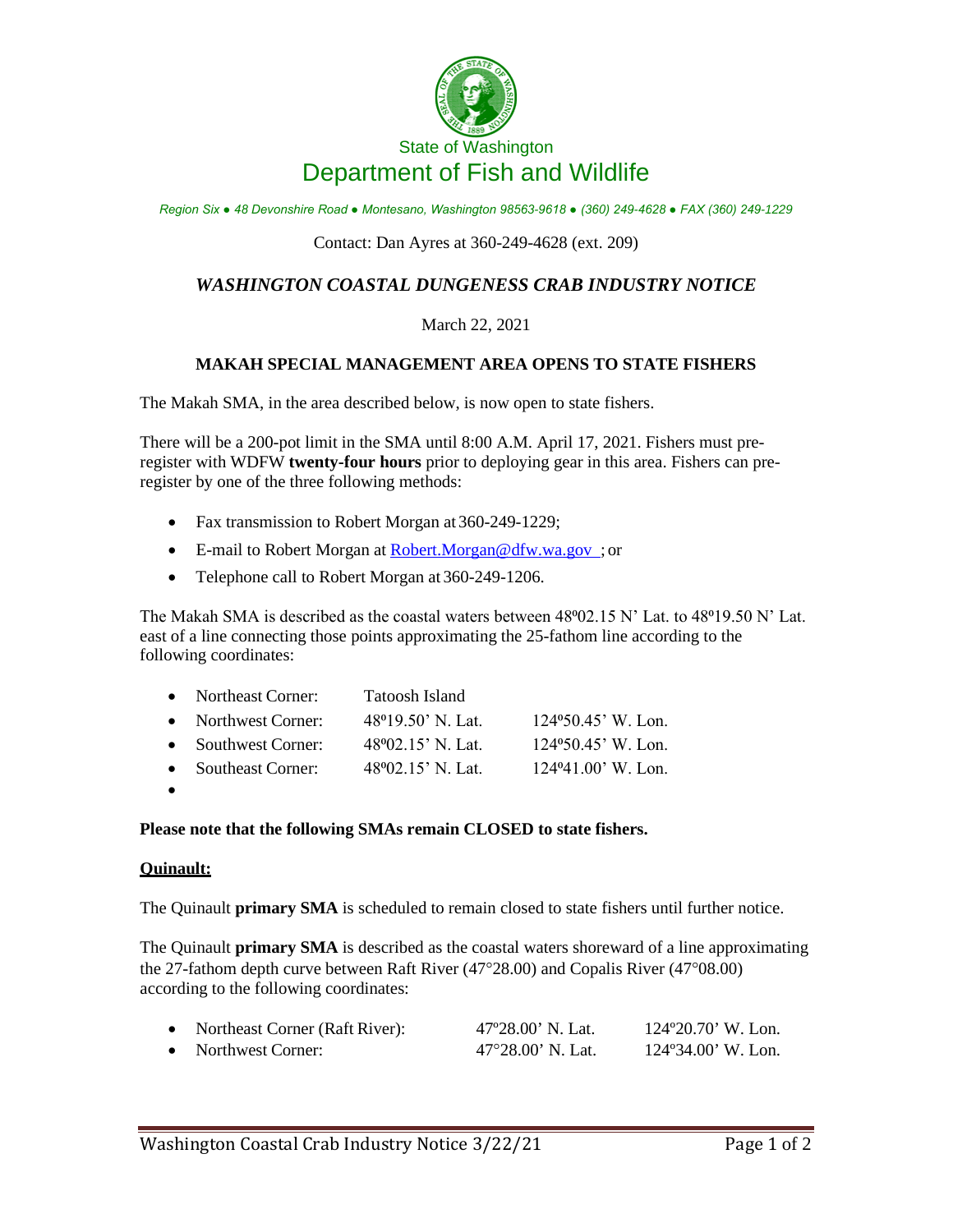State of Washington

# Department of Fish and Wildlife

*Region Six ● 48 Devonshire Road ● Montesano, Washington 98563-9618 ● (360) 249-4628 ● FAX (360) 249-1229*

Contact: Dan Ayres at 360-249-4628 (ext. 209)

## *WASHINGTON COASTAL DUNGENESS CRAB INDUSTRY NOTICE*

March 22, 2021

### MAKAH SPECIAL MANAGEMENT AREA OPENS TO STATE FISHERS

The Makah SMA, in the area described below, is now open to state fishers.

There will be a 200-pot limit in the SMA until 8:00 A.M. April 17, 2021. Fishers must pre-register with WDFW **twenty-four hours** prior to deploying gear in this area. Fishers can pre-register by one of the three following methods:

- Fax transmission to Robert Morgan at 360-249-1229;
- E-mail to Robert Morgan at Robert.Morgan@dfw.wa.gov ; or
- Telephone call to Robert Morgan at 360-249-1206.

The Makah SMA is described as the coastal waters between 48º02.15 N' Lat. to 48º19.50 N' Lat. east of a line connecting those points approximating the 25-fathom line according to the following coordinates:

- Northeast Corner: Tatoosh Island
- Northwest Corner: 48º19.50' N. Lat. 124º50.45' W. Lon.
- Southwest Corner: 48º02.15' N. Lat. 124º50.45' W. Lon.
- Southeast Corner: 48º02.15' N. Lat. 124º41.00' W. Lon.

**Please note that the following SMAs remain CLOSED to state fishers.**

**Quinault:**

The Quinault **primary SMA** is scheduled to remain closed to state fishers until further notice.

The Quinault **primary SMA** is described as the coastal waters shoreward of a line approximating the 27-fathom depth curve between Raft River (47°28.00) and Copalis River (47°08.00) according to the following coordinates:

- Northeast Corner (Raft River): 47º28.00' N. Lat. 124º20.70' W. Lon.
- Northwest Corner: 47°28.00' N. Lat. 124º34.00' W. Lon.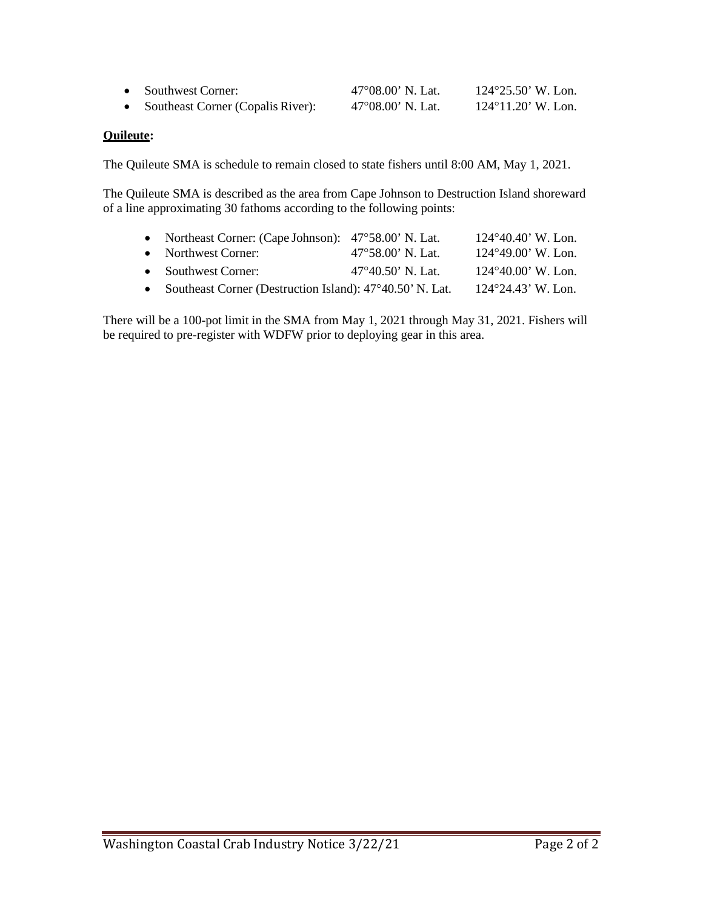- Southwest Corner: 47°08.00' N. Lat. 124°25.50' W. Lon.
- Southeast Corner (Copalis River): 47°08.00' N. Lat. 124°11.20' W. Lon.

**Quileute:**

The Quileute SMA is schedule to remain closed to state fishers until 8:00 AM, May 1, 2021.

The Quileute SMA is described as the area from Cape Johnson to Destruction Island shoreward of a line approximating 30 fathoms according to the following points:

- Northeast Corner: (Cape Johnson): 47°58.00' N. Lat. 124°40.40' W. Lon.
- Northwest Corner: 47°58.00' N. Lat. 124°49.00' W. Lon.
- Southwest Corner: 47°40.50' N. Lat. 124°40.00' W. Lon.
- Southeast Corner (Destruction Island): 47°40.50' N. Lat. 124°24.43' W. Lon.

There will be a 100-pot limit in the SMA from May 1, 2021 through May 31, 2021. Fishers will be required to pre-register with WDFW prior to deploying gear in this area.